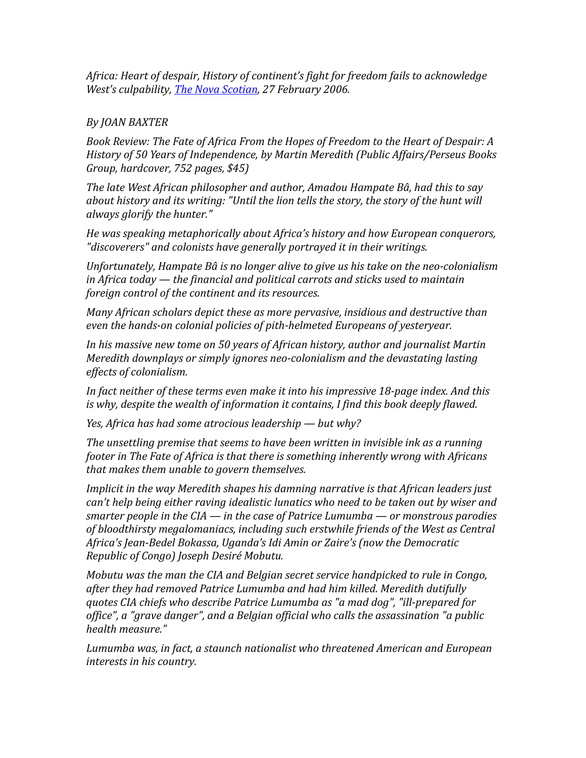*Africa: Heart of despair, History of continent's fight for freedom fails to acknowledge West's culpability, [The Nova Scotian](), 27 February 2006.*

*By JOAN BAXTER*

*Book Review: The Fate of Africa From the Hopes of Freedom to the Heart of Despair: A History of 50 Years of Independence, by Martin Meredith (Public Affairs/Perseus Books Group, hardcover, 752 pages, $45)*

*The late West African philosopher and author, Amadou Hampate Bâ, had this to say about history and its writing: "Until the lion tells the story, the story of the hunt will always glorify the hunter."*

*He was speaking metaphorically about Africa's history and how European conquerors, "discoverers" and colonists have generally portrayed it in their writings.*

*Unfortunately, Hampate Bâ is no longer alive to give us his take on the neo-colonialism in Africa today — the financial and political carrots and sticks used to maintain foreign control of the continent and its resources.*

*Many African scholars depict these as more pervasive, insidious and destructive than even the hands-on colonial policies of pith-helmeted Europeans of yesteryear.*

*In his massive new tome on 50 years of African history, author and journalist Martin Meredith downplays or simply ignores neo-colonialism and the devastating lasting effects of colonialism.*

*In fact neither of these terms even make it into his impressive 18-page index. And this is why, despite the wealth of information it contains, I find this book deeply flawed.*

*Yes, Africa has had some atrocious leadership — but why?*

*The unsettling premise that seems to have been written in invisible ink as a running footer in The Fate of Africa is that there is something inherently wrong with Africans that makes them unable to govern themselves.*

*Implicit in the way Meredith shapes his damning narrative is that African leaders just can't help being either raving idealistic lunatics who need to be taken out by wiser and smarter people in the CIA — in the case of Patrice Lumumba — or monstrous parodies of bloodthirsty megalomaniacs, including such erstwhile friends of the West as Central Africa's Jean-Bedel Bokassa, Uganda's Idi Amin or Zaire's (now the Democratic Republic of Congo) Joseph Desiré Mobutu.*

*Mobutu was the man the CIA and Belgian secret service handpicked to rule in Congo, after they had removed Patrice Lumumba and had him killed. Meredith dutifully quotes CIA chiefs who describe Patrice Lumumba as "a mad dog", "ill-prepared for office", a "grave danger", and a Belgian official who calls the assassination "a public health measure."*

*Lumumba was, in fact, a staunch nationalist who threatened American and European interests in his country.*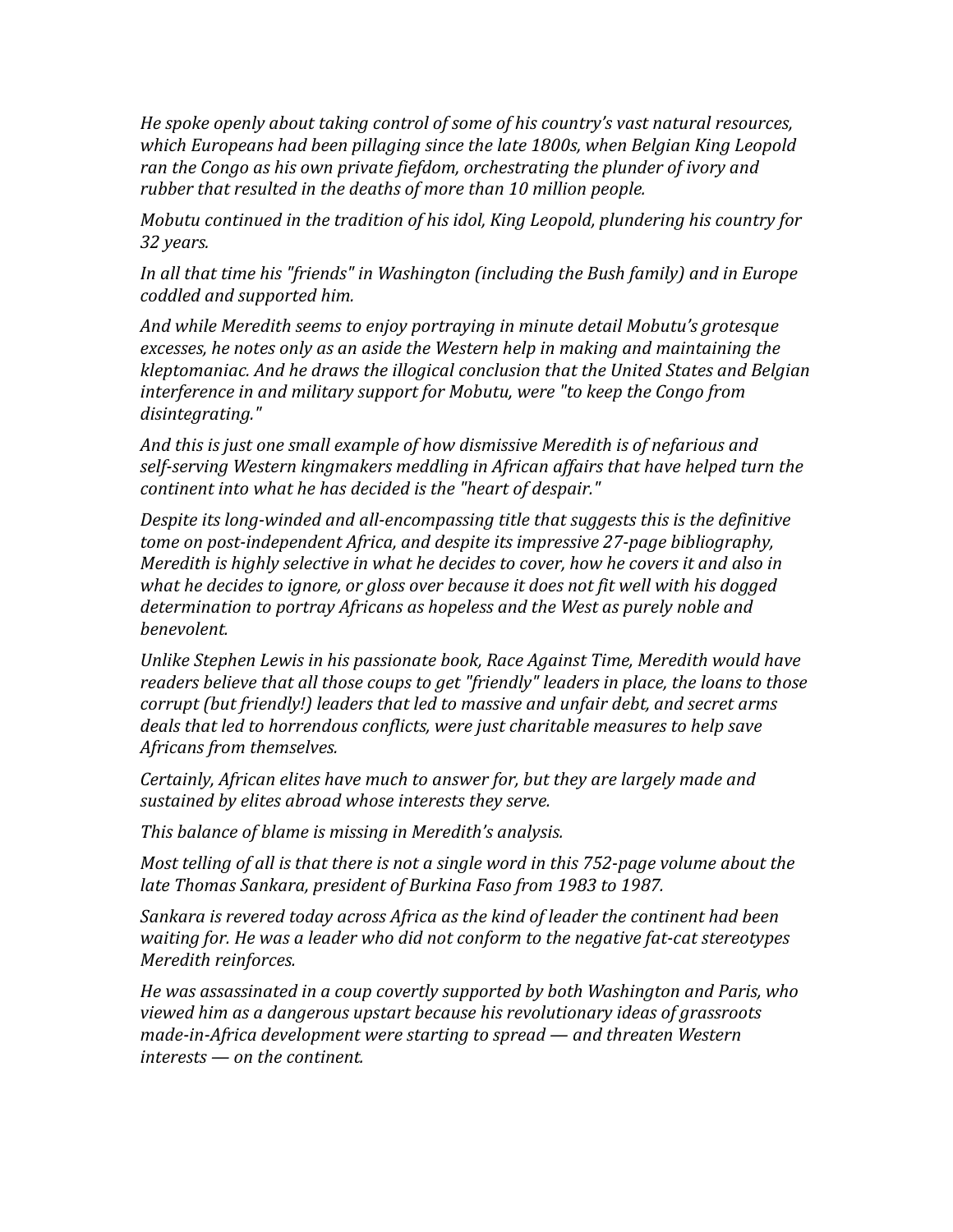*He spoke openly about taking control of some of his country's vast natural resources, which Europeans had been pillaging since the late 1800s, when Belgian King Leopold ran the Congo as his own private fiefdom, orchestrating the plunder of ivory and rubber that resulted in the deaths of more than 10 million people.*

*Mobutu continued in the tradition of his idol, King Leopold, plundering his country for 32 years.*

*In all that time his "friends" in Washington (including the Bush family) and in Europe coddled and supported him.*

*And while Meredith seems to enjoy portraying in minute detail Mobutu's grotesque excesses, he notes only as an aside the Western help in making and maintaining the kleptomaniac. And he draws the illogical conclusion that the United States and Belgian interference in and military support for Mobutu, were "to keep the Congo from disintegrating."*

*And this is just one small example of how dismissive Meredith is of nefarious and self-serving Western kingmakers meddling in African affairs that have helped turn the continent into what he has decided is the "heart of despair."*

*Despite its long-winded and all-encompassing title that suggests this is the definitive tome on post-independent Africa, and despite its impressive 27-page bibliography, Meredith is highly selective in what he decides to cover, how he covers it and also in what he decides to ignore, or gloss over because it does not fit well with his dogged determination to portray Africans as hopeless and the West as purely noble and benevolent.*

*Unlike Stephen Lewis in his passionate book, Race Against Time, Meredith would have readers believe that all those coups to get "friendly" leaders in place, the loans to those corrupt (but friendly!) leaders that led to massive and unfair debt, and secret arms deals that led to horrendous conflicts, were just charitable measures to help save Africans from themselves.*

*Certainly, African elites have much to answer for, but they are largely made and sustained by elites abroad whose interests they serve.*

*This balance of blame is missing in Meredith's analysis.*

*Most telling of all is that there is not a single word in this 752-page volume about the late Thomas Sankara, president of Burkina Faso from 1983 to 1987.*

*Sankara is revered today across Africa as the kind of leader the continent had been waiting for. He was a leader who did not conform to the negative fat-cat stereotypes Meredith reinforces.*

*He was assassinated in a coup covertly supported by both Washington and Paris, who viewed him as a dangerous upstart because his revolutionary ideas of grassroots made-in-Africa development were starting to spread — and threaten Western interests — on the continent.*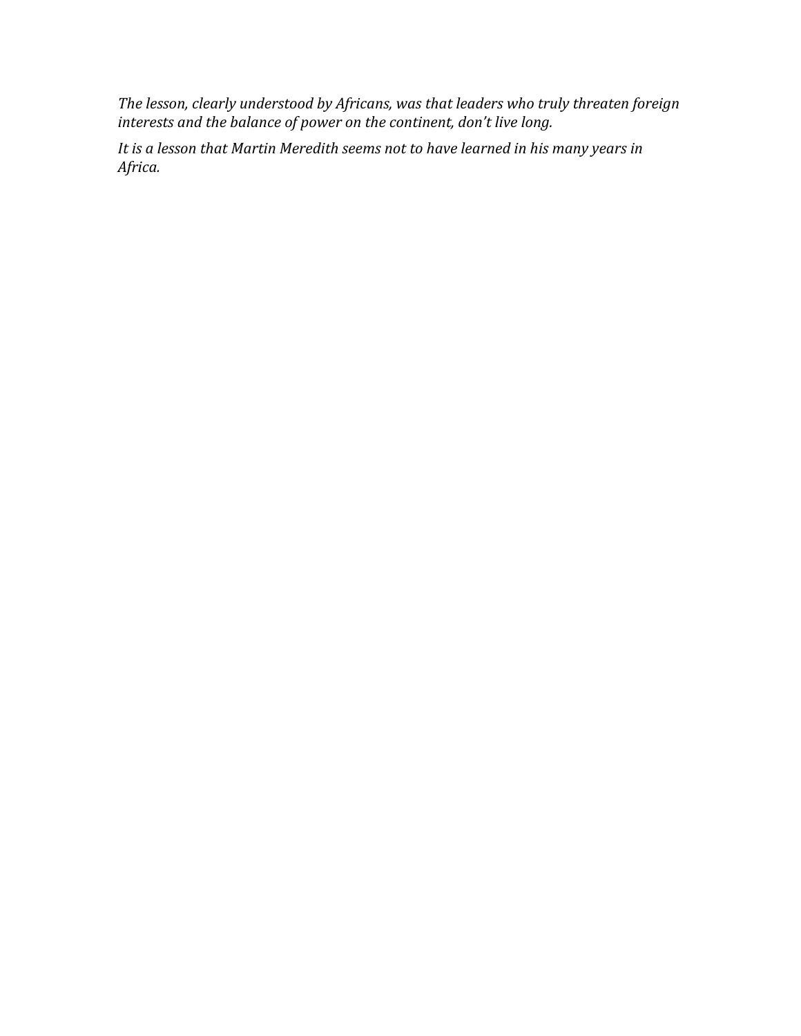*The lesson, clearly understood by Africans, was that leaders who truly threaten foreign interests and the balance of power on the continent, don't live long.*

*It is a lesson that Martin Meredith seems not to have learned in his many years in Africa.*